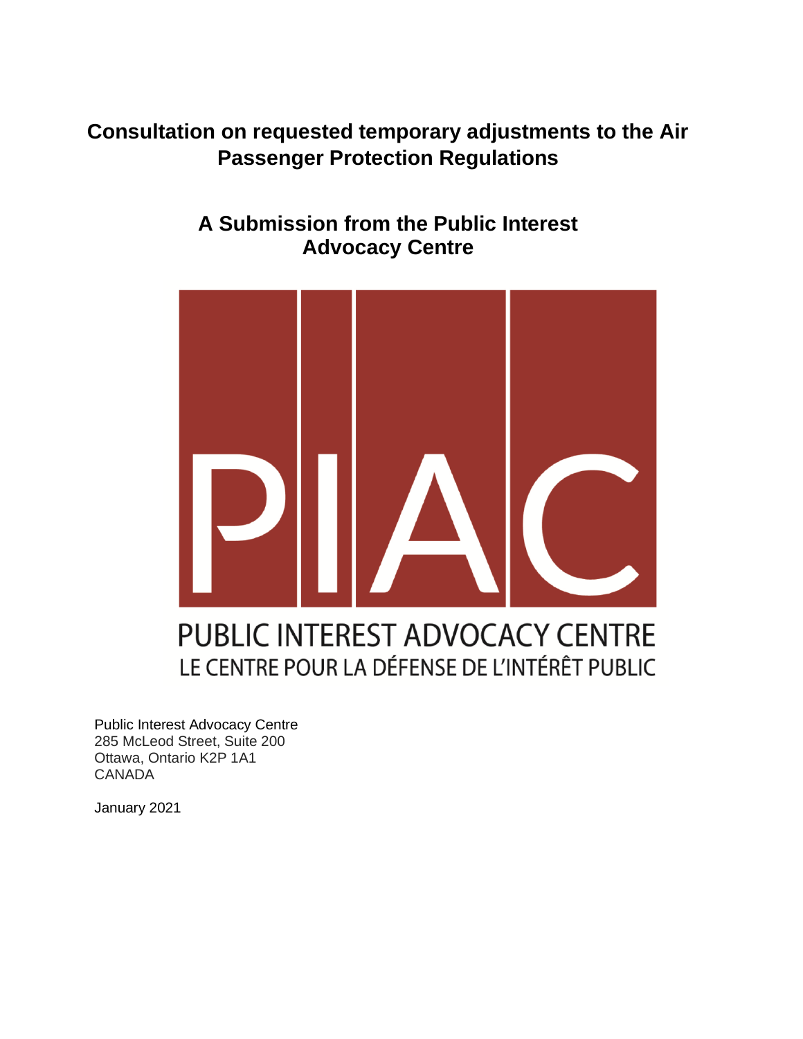# Consultation on requested temporary adjustments to the Air Passenger Protection Regulations

## A Submission from the Public Interest Advocacy Centre

PIAC

PUBLIC INTEREST ADVOCACY CENTRE
LE CENTRE POUR LA DÉFENSE DE L'INTÉRÊT PUBLIC

Public Interest Advocacy Centre
285 McLeod Street, Suite 200
Ottawa, Ontario K2P 1A1
CANADA

January 2021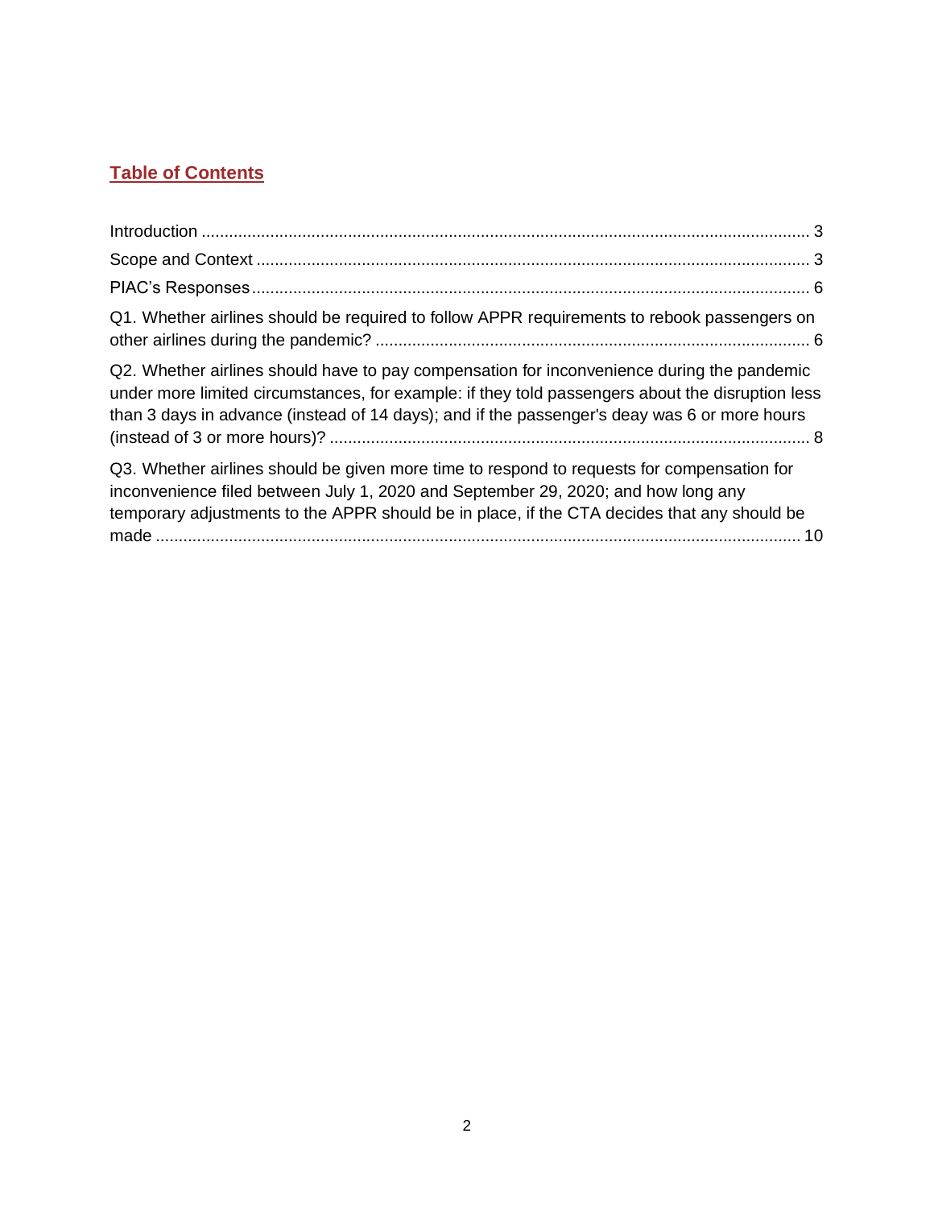## Table of Contents

Introduction .......................................................................................................................... 3

Scope and Context ................................................................................................................ 3

PIAC's Responses .................................................................................................................. 6

Q1. Whether airlines should be required to follow APPR requirements to rebook passengers on other airlines during the pandemic? .................................................................................. 6

Q2. Whether airlines should have to pay compensation for inconvenience during the pandemic under more limited circumstances, for example: if they told passengers about the disruption less than 3 days in advance (instead of 14 days); and if the passenger's deay was 6 or more hours (instead of 3 or more hours)? ............................................................................................. 8

Q3. Whether airlines should be given more time to respond to requests for compensation for inconvenience filed between July 1, 2020 and September 29, 2020; and how long any temporary adjustments to the APPR should be in place, if the CTA decides that any should be made .................................................................................................................................. 10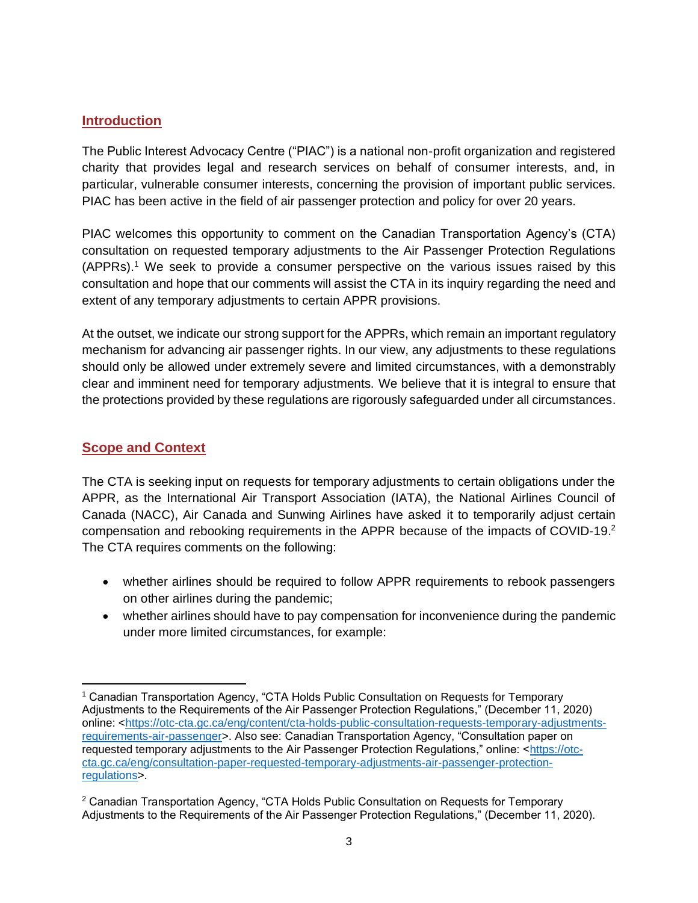## Introduction

The Public Interest Advocacy Centre ("PIAC") is a national non-profit organization and registered charity that provides legal and research services on behalf of consumer interests, and, in particular, vulnerable consumer interests, concerning the provision of important public services. PIAC has been active in the field of air passenger protection and policy for over 20 years.

PIAC welcomes this opportunity to comment on the Canadian Transportation Agency's (CTA) consultation on requested temporary adjustments to the Air Passenger Protection Regulations (APPRs).[1] We seek to provide a consumer perspective on the various issues raised by this consultation and hope that our comments will assist the CTA in its inquiry regarding the need and extent of any temporary adjustments to certain APPR provisions.

At the outset, we indicate our strong support for the APPRs, which remain an important regulatory mechanism for advancing air passenger rights. In our view, any adjustments to these regulations should only be allowed under extremely severe and limited circumstances, with a demonstrably clear and imminent need for temporary adjustments. We believe that it is integral to ensure that the protections provided by these regulations are rigorously safeguarded under all circumstances.

## Scope and Context

The CTA is seeking input on requests for temporary adjustments to certain obligations under the APPR, as the International Air Transport Association (IATA), the National Airlines Council of Canada (NACC), Air Canada and Sunwing Airlines have asked it to temporarily adjust certain compensation and rebooking requirements in the APPR because of the impacts of COVID-19.[2] The CTA requires comments on the following:

- whether airlines should be required to follow APPR requirements to rebook passengers on other airlines during the pandemic;
- whether airlines should have to pay compensation for inconvenience during the pandemic under more limited circumstances, for example:

---

[1] Canadian Transportation Agency, "CTA Holds Public Consultation on Requests for Temporary Adjustments to the Requirements of the Air Passenger Protection Regulations," (December 11, 2020) online: <https://otc-cta.gc.ca/eng/content/cta-holds-public-consultation-requests-temporary-adjustments-requirements-air-passenger>. Also see: Canadian Transportation Agency, "Consultation paper on requested temporary adjustments to the Air Passenger Protection Regulations," online: <https://otc-cta.gc.ca/eng/consultation-paper-requested-temporary-adjustments-air-passenger-protection-regulations>.

[2] Canadian Transportation Agency, "CTA Holds Public Consultation on Requests for Temporary Adjustments to the Requirements of the Air Passenger Protection Regulations," (December 11, 2020).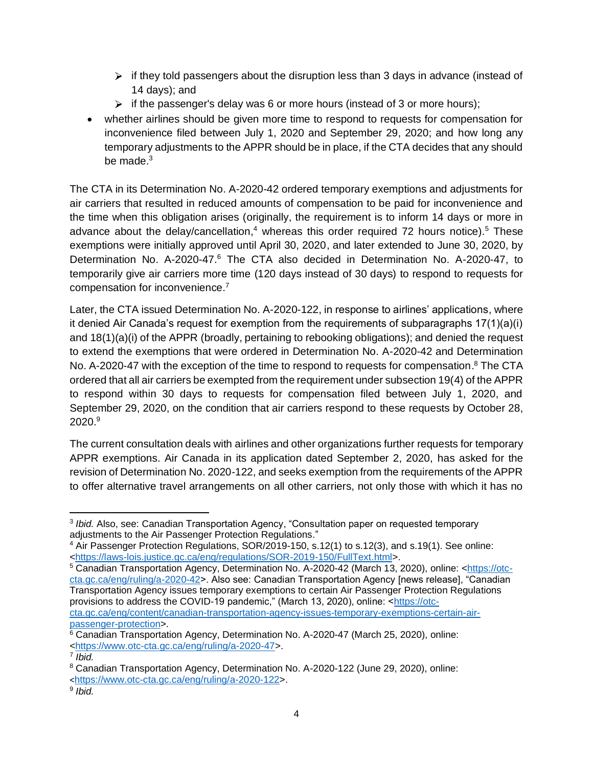- ➢ if they told passengers about the disruption less than 3 days in advance (instead of 14 days); and
    - ➢ if the passenger's delay was 6 or more hours (instead of 3 or more hours);
- whether airlines should be given more time to respond to requests for compensation for inconvenience filed between July 1, 2020 and September 29, 2020; and how long any temporary adjustments to the APPR should be in place, if the CTA decides that any should be made.[3]

The CTA in its Determination No. A-2020-42 ordered temporary exemptions and adjustments for air carriers that resulted in reduced amounts of compensation to be paid for inconvenience and the time when this obligation arises (originally, the requirement is to inform 14 days or more in advance about the delay/cancellation,[4] whereas this order required 72 hours notice).[5] These exemptions were initially approved until April 30, 2020, and later extended to June 30, 2020, by Determination No. A-2020-47.[6] The CTA also decided in Determination No. A-2020-47, to temporarily give air carriers more time (120 days instead of 30 days) to respond to requests for compensation for inconvenience.[7]

Later, the CTA issued Determination No. A-2020-122, in response to airlines' applications, where it denied Air Canada's request for exemption from the requirements of subparagraphs 17(1)(a)(i) and 18(1)(a)(i) of the APPR (broadly, pertaining to rebooking obligations); and denied the request to extend the exemptions that were ordered in Determination No. A-2020-42 and Determination No. A-2020-47 with the exception of the time to respond to requests for compensation.[8] The CTA ordered that all air carriers be exempted from the requirement under subsection 19(4) of the APPR to respond within 30 days to requests for compensation filed between July 1, 2020, and September 29, 2020, on the condition that air carriers respond to these requests by October 28, 2020.[9]

The current consultation deals with airlines and other organizations further requests for temporary APPR exemptions. Air Canada in its application dated September 2, 2020, has asked for the revision of Determination No. 2020-122, and seeks exemption from the requirements of the APPR to offer alternative travel arrangements on all other carriers, not only those with which it has no

---

[3] *Ibid.* Also, see: Canadian Transportation Agency, "Consultation paper on requested temporary adjustments to the Air Passenger Protection Regulations."

[4] Air Passenger Protection Regulations, SOR/2019-150, s.12(1) to s.12(3), and s.19(1). See online: <https://laws-lois.justice.gc.ca/eng/regulations/SOR-2019-150/FullText.html>.

[5] Canadian Transportation Agency, Determination No. A-2020-42 (March 13, 2020), online: <https://otc-cta.gc.ca/eng/ruling/a-2020-42>. Also see: Canadian Transportation Agency [news release], "Canadian Transportation Agency issues temporary exemptions to certain Air Passenger Protection Regulations provisions to address the COVID-19 pandemic," (March 13, 2020), online: <https://otc-cta.gc.ca/eng/content/canadian-transportation-agency-issues-temporary-exemptions-certain-air-passenger-protection>.

[6] Canadian Transportation Agency, Determination No. A-2020-47 (March 25, 2020), online: <https://www.otc-cta.gc.ca/eng/ruling/a-2020-47>.

[7] *Ibid.*

[8] Canadian Transportation Agency, Determination No. A-2020-122 (June 29, 2020), online: <https://www.otc-cta.gc.ca/eng/ruling/a-2020-122>.

[9] *Ibid.*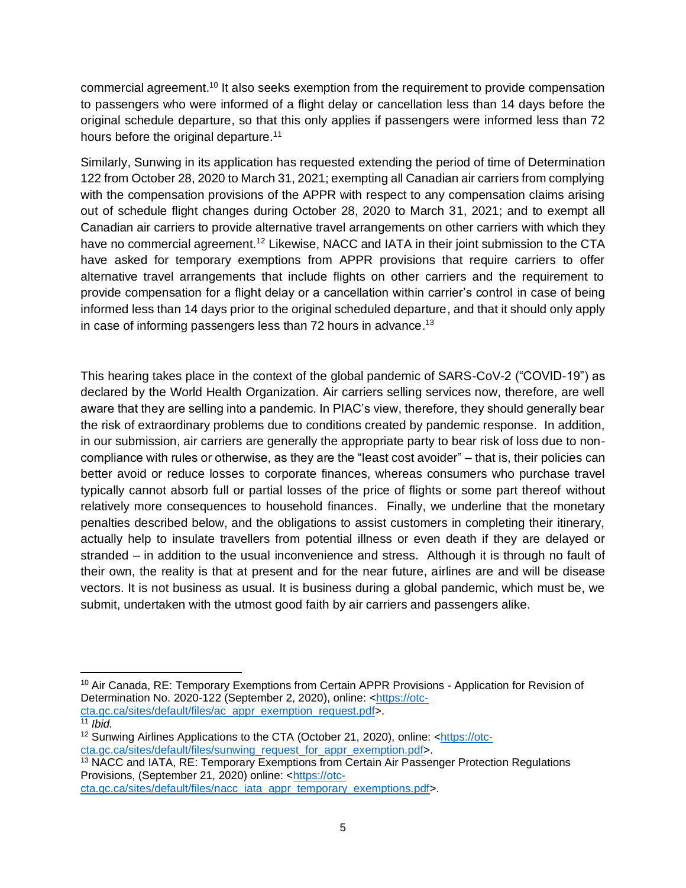commercial agreement.[10] It also seeks exemption from the requirement to provide compensation to passengers who were informed of a flight delay or cancellation less than 14 days before the original schedule departure, so that this only applies if passengers were informed less than 72 hours before the original departure.[11]

Similarly, Sunwing in its application has requested extending the period of time of Determination 122 from October 28, 2020 to March 31, 2021; exempting all Canadian air carriers from complying with the compensation provisions of the APPR with respect to any compensation claims arising out of schedule flight changes during October 28, 2020 to March 31, 2021; and to exempt all Canadian air carriers to provide alternative travel arrangements on other carriers with which they have no commercial agreement.[12] Likewise, NACC and IATA in their joint submission to the CTA have asked for temporary exemptions from APPR provisions that require carriers to offer alternative travel arrangements that include flights on other carriers and the requirement to provide compensation for a flight delay or a cancellation within carrier's control in case of being informed less than 14 days prior to the original scheduled departure, and that it should only apply in case of informing passengers less than 72 hours in advance.[13]

This hearing takes place in the context of the global pandemic of SARS-CoV-2 ("COVID-19") as declared by the World Health Organization. Air carriers selling services now, therefore, are well aware that they are selling into a pandemic. In PIAC's view, therefore, they should generally bear the risk of extraordinary problems due to conditions created by pandemic response. In addition, in our submission, air carriers are generally the appropriate party to bear risk of loss due to non-compliance with rules or otherwise, as they are the "least cost avoider" – that is, their policies can better avoid or reduce losses to corporate finances, whereas consumers who purchase travel typically cannot absorb full or partial losses of the price of flights or some part thereof without relatively more consequences to household finances. Finally, we underline that the monetary penalties described below, and the obligations to assist customers in completing their itinerary, actually help to insulate travellers from potential illness or even death if they are delayed or stranded – in addition to the usual inconvenience and stress. Although it is through no fault of their own, the reality is that at present and for the near future, airlines are and will be disease vectors. It is not business as usual. It is business during a global pandemic, which must be, we submit, undertaken with the utmost good faith by air carriers and passengers alike.

---

[10] Air Canada, RE: Temporary Exemptions from Certain APPR Provisions - Application for Revision of Determination No. 2020-122 (September 2, 2020), online: <https://otc-cta.gc.ca/sites/default/files/ac_appr_exemption_request.pdf>.

[11] *Ibid.*

[12] Sunwing Airlines Applications to the CTA (October 21, 2020), online: <https://otc-cta.gc.ca/sites/default/files/sunwing_request_for_appr_exemption.pdf>.

[13] NACC and IATA, RE: Temporary Exemptions from Certain Air Passenger Protection Regulations Provisions, (September 21, 2020) online: <https://otc-cta.gc.ca/sites/default/files/nacc_iata_appr_temporary_exemptions.pdf>.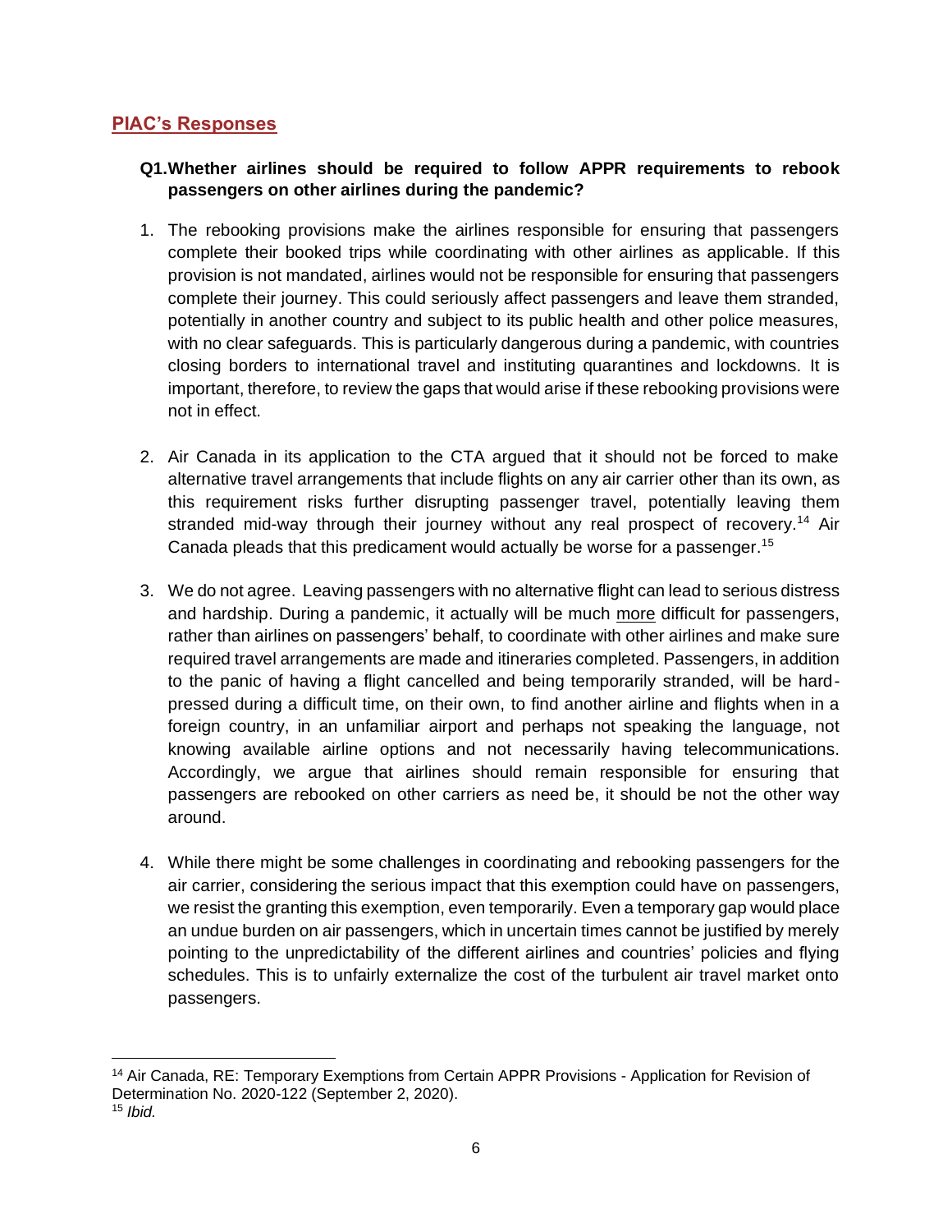## PIAC's Responses

**Q1. Whether airlines should be required to follow APPR requirements to rebook passengers on other airlines during the pandemic?**

1. The rebooking provisions make the airlines responsible for ensuring that passengers complete their booked trips while coordinating with other airlines as applicable. If this provision is not mandated, airlines would not be responsible for ensuring that passengers complete their journey. This could seriously affect passengers and leave them stranded, potentially in another country and subject to its public health and other police measures, with no clear safeguards. This is particularly dangerous during a pandemic, with countries closing borders to international travel and instituting quarantines and lockdowns. It is important, therefore, to review the gaps that would arise if these rebooking provisions were not in effect.

2. Air Canada in its application to the CTA argued that it should not be forced to make alternative travel arrangements that include flights on any air carrier other than its own, as this requirement risks further disrupting passenger travel, potentially leaving them stranded mid-way through their journey without any real prospect of recovery.[14] Air Canada pleads that this predicament would actually be worse for a passenger.[15]

3. We do not agree. Leaving passengers with no alternative flight can lead to serious distress and hardship. During a pandemic, it actually will be much <u>more</u> difficult for passengers, rather than airlines on passengers' behalf, to coordinate with other airlines and make sure required travel arrangements are made and itineraries completed. Passengers, in addition to the panic of having a flight cancelled and being temporarily stranded, will be hard-pressed during a difficult time, on their own, to find another airline and flights when in a foreign country, in an unfamiliar airport and perhaps not speaking the language, not knowing available airline options and not necessarily having telecommunications. Accordingly, we argue that airlines should remain responsible for ensuring that passengers are rebooked on other carriers as need be, it should be not the other way around.

4. While there might be some challenges in coordinating and rebooking passengers for the air carrier, considering the serious impact that this exemption could have on passengers, we resist the granting this exemption, even temporarily. Even a temporary gap would place an undue burden on air passengers, which in uncertain times cannot be justified by merely pointing to the unpredictability of the different airlines and countries' policies and flying schedules. This is to unfairly externalize the cost of the turbulent air travel market onto passengers.

---

[14] Air Canada, RE: Temporary Exemptions from Certain APPR Provisions - Application for Revision of Determination No. 2020-122 (September 2, 2020).

[15] *Ibid.*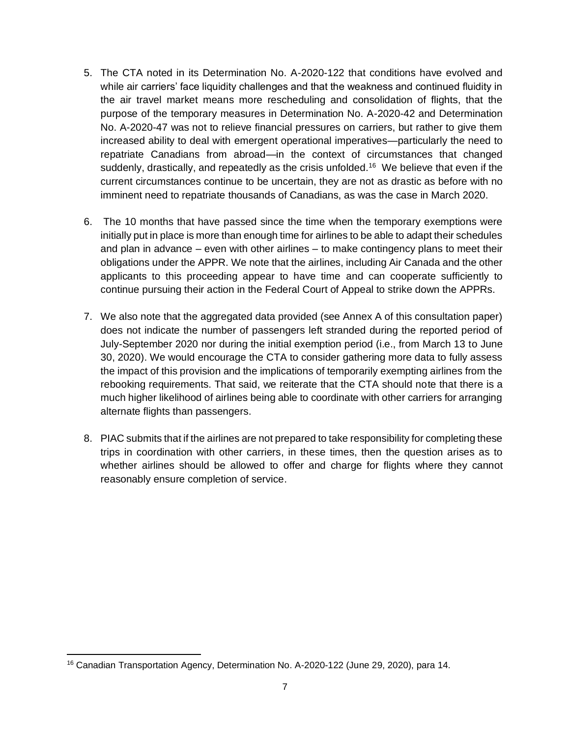5. The CTA noted in its Determination No. A-2020-122 that conditions have evolved and while air carriers' face liquidity challenges and that the weakness and continued fluidity in the air travel market means more rescheduling and consolidation of flights, that the purpose of the temporary measures in Determination No. A-2020-42 and Determination No. A-2020-47 was not to relieve financial pressures on carriers, but rather to give them increased ability to deal with emergent operational imperatives—particularly the need to repatriate Canadians from abroad—in the context of circumstances that changed suddenly, drastically, and repeatedly as the crisis unfolded.[16] We believe that even if the current circumstances continue to be uncertain, they are not as drastic as before with no imminent need to repatriate thousands of Canadians, as was the case in March 2020.

6. The 10 months that have passed since the time when the temporary exemptions were initially put in place is more than enough time for airlines to be able to adapt their schedules and plan in advance – even with other airlines – to make contingency plans to meet their obligations under the APPR. We note that the airlines, including Air Canada and the other applicants to this proceeding appear to have time and can cooperate sufficiently to continue pursuing their action in the Federal Court of Appeal to strike down the APPRs.

7. We also note that the aggregated data provided (see Annex A of this consultation paper) does not indicate the number of passengers left stranded during the reported period of July-September 2020 nor during the initial exemption period (i.e., from March 13 to June 30, 2020). We would encourage the CTA to consider gathering more data to fully assess the impact of this provision and the implications of temporarily exempting airlines from the rebooking requirements. That said, we reiterate that the CTA should note that there is a much higher likelihood of airlines being able to coordinate with other carriers for arranging alternate flights than passengers.

8. PIAC submits that if the airlines are not prepared to take responsibility for completing these trips in coordination with other carriers, in these times, then the question arises as to whether airlines should be allowed to offer and charge for flights where they cannot reasonably ensure completion of service.

[16] Canadian Transportation Agency, Determination No. A-2020-122 (June 29, 2020), para 14.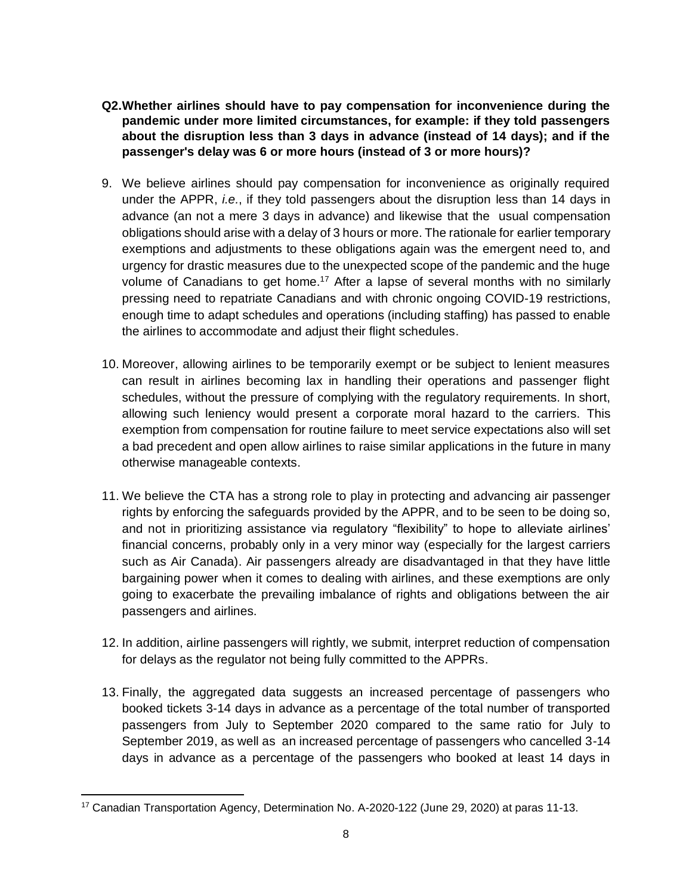**Q2. Whether airlines should have to pay compensation for inconvenience during the pandemic under more limited circumstances, for example: if they told passengers about the disruption less than 3 days in advance (instead of 14 days); and if the passenger's delay was 6 or more hours (instead of 3 or more hours)?**

9. We believe airlines should pay compensation for inconvenience as originally required under the APPR, *i.e.*, if they told passengers about the disruption less than 14 days in advance (an not a mere 3 days in advance) and likewise that the usual compensation obligations should arise with a delay of 3 hours or more. The rationale for earlier temporary exemptions and adjustments to these obligations again was the emergent need to, and urgency for drastic measures due to the unexpected scope of the pandemic and the huge volume of Canadians to get home.[17] After a lapse of several months with no similarly pressing need to repatriate Canadians and with chronic ongoing COVID-19 restrictions, enough time to adapt schedules and operations (including staffing) has passed to enable the airlines to accommodate and adjust their flight schedules.

10. Moreover, allowing airlines to be temporarily exempt or be subject to lenient measures can result in airlines becoming lax in handling their operations and passenger flight schedules, without the pressure of complying with the regulatory requirements. In short, allowing such leniency would present a corporate moral hazard to the carriers. This exemption from compensation for routine failure to meet service expectations also will set a bad precedent and open allow airlines to raise similar applications in the future in many otherwise manageable contexts.

11. We believe the CTA has a strong role to play in protecting and advancing air passenger rights by enforcing the safeguards provided by the APPR, and to be seen to be doing so, and not in prioritizing assistance via regulatory "flexibility" to hope to alleviate airlines' financial concerns, probably only in a very minor way (especially for the largest carriers such as Air Canada). Air passengers already are disadvantaged in that they have little bargaining power when it comes to dealing with airlines, and these exemptions are only going to exacerbate the prevailing imbalance of rights and obligations between the air passengers and airlines.

12. In addition, airline passengers will rightly, we submit, interpret reduction of compensation for delays as the regulator not being fully committed to the APPRs.

13. Finally, the aggregated data suggests an increased percentage of passengers who booked tickets 3-14 days in advance as a percentage of the total number of transported passengers from July to September 2020 compared to the same ratio for July to September 2019, as well as an increased percentage of passengers who cancelled 3-14 days in advance as a percentage of the passengers who booked at least 14 days in

---

[17] Canadian Transportation Agency, Determination No. A-2020-122 (June 29, 2020) at paras 11-13.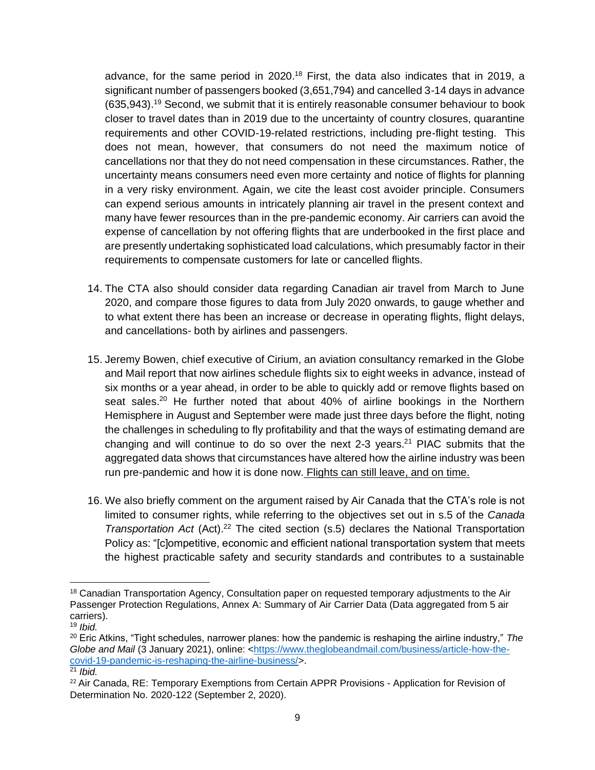advance, for the same period in 2020.[18] First, the data also indicates that in 2019, a significant number of passengers booked (3,651,794) and cancelled 3-14 days in advance (635,943).[19] Second, we submit that it is entirely reasonable consumer behaviour to book closer to travel dates than in 2019 due to the uncertainty of country closures, quarantine requirements and other COVID-19-related restrictions, including pre-flight testing. This does not mean, however, that consumers do not need the maximum notice of cancellations nor that they do not need compensation in these circumstances. Rather, the uncertainty means consumers need even more certainty and notice of flights for planning in a very risky environment. Again, we cite the least cost avoider principle. Consumers can expend serious amounts in intricately planning air travel in the present context and many have fewer resources than in the pre-pandemic economy. Air carriers can avoid the expense of cancellation by not offering flights that are underbooked in the first place and are presently undertaking sophisticated load calculations, which presumably factor in their requirements to compensate customers for late or cancelled flights.

14. The CTA also should consider data regarding Canadian air travel from March to June 2020, and compare those figures to data from July 2020 onwards, to gauge whether and to what extent there has been an increase or decrease in operating flights, flight delays, and cancellations- both by airlines and passengers.

15. Jeremy Bowen, chief executive of Cirium, an aviation consultancy remarked in the Globe and Mail report that now airlines schedule flights six to eight weeks in advance, instead of six months or a year ahead, in order to be able to quickly add or remove flights based on seat sales.[20] He further noted that about 40% of airline bookings in the Northern Hemisphere in August and September were made just three days before the flight, noting the challenges in scheduling to fly profitability and that the ways of estimating demand are changing and will continue to do so over the next 2-3 years.[21] PIAC submits that the aggregated data shows that circumstances have altered how the airline industry was been run pre-pandemic and how it is done now. <u>Flights can still leave, and on time.</u>

16. We also briefly comment on the argument raised by Air Canada that the CTA's role is not limited to consumer rights, while referring to the objectives set out in s.5 of the *Canada Transportation Act* (Act).[22] The cited section (s.5) declares the National Transportation Policy as: "[c]ompetitive, economic and efficient national transportation system that meets the highest practicable safety and security standards and contributes to a sustainable

---

[18] Canadian Transportation Agency, Consultation paper on requested temporary adjustments to the Air Passenger Protection Regulations, Annex A: Summary of Air Carrier Data (Data aggregated from 5 air carriers).

[19] *Ibid.*

[20] Eric Atkins, "Tight schedules, narrower planes: how the pandemic is reshaping the airline industry," *The Globe and Mail* (3 January 2021), online: <https://www.theglobeandmail.com/business/article-how-the-covid-19-pandemic-is-reshaping-the-airline-business/>.

[21] *Ibid.*

[22] Air Canada, RE: Temporary Exemptions from Certain APPR Provisions - Application for Revision of Determination No. 2020-122 (September 2, 2020).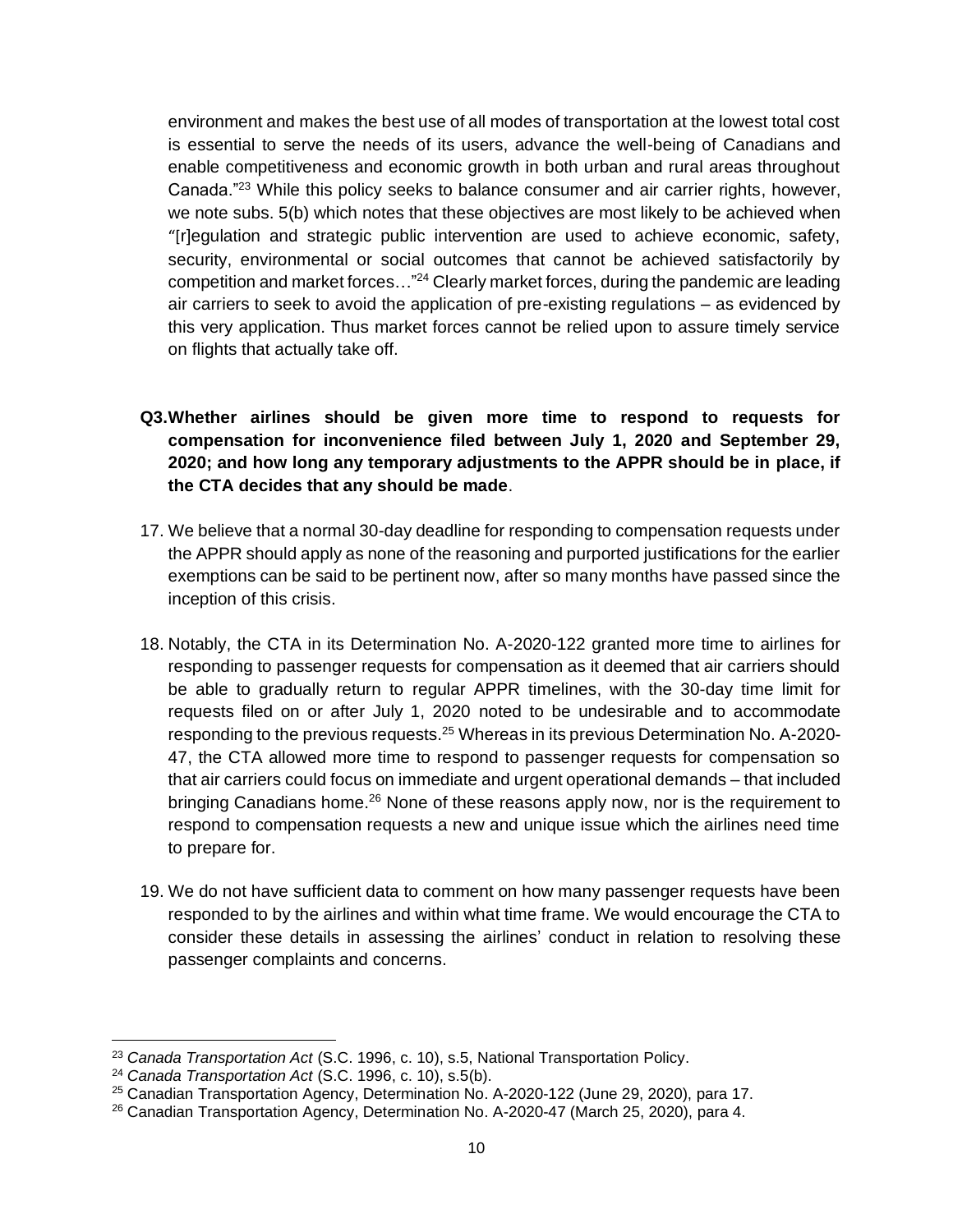environment and makes the best use of all modes of transportation at the lowest total cost is essential to serve the needs of its users, advance the well-being of Canadians and enable competitiveness and economic growth in both urban and rural areas throughout Canada."[23] While this policy seeks to balance consumer and air carrier rights, however, we note subs. 5(b) which notes that these objectives are most likely to be achieved when "[r]egulation and strategic public intervention are used to achieve economic, safety, security, environmental or social outcomes that cannot be achieved satisfactorily by competition and market forces…"[24] Clearly market forces, during the pandemic are leading air carriers to seek to avoid the application of pre-existing regulations – as evidenced by this very application. Thus market forces cannot be relied upon to assure timely service on flights that actually take off.

**Q3. Whether airlines should be given more time to respond to requests for compensation for inconvenience filed between July 1, 2020 and September 29, 2020; and how long any temporary adjustments to the APPR should be in place, if the CTA decides that any should be made**.

17. We believe that a normal 30-day deadline for responding to compensation requests under the APPR should apply as none of the reasoning and purported justifications for the earlier exemptions can be said to be pertinent now, after so many months have passed since the inception of this crisis.

18. Notably, the CTA in its Determination No. A-2020-122 granted more time to airlines for responding to passenger requests for compensation as it deemed that air carriers should be able to gradually return to regular APPR timelines, with the 30-day time limit for requests filed on or after July 1, 2020 noted to be undesirable and to accommodate responding to the previous requests.[25] Whereas in its previous Determination No. A-2020-47, the CTA allowed more time to respond to passenger requests for compensation so that air carriers could focus on immediate and urgent operational demands – that included bringing Canadians home.[26] None of these reasons apply now, nor is the requirement to respond to compensation requests a new and unique issue which the airlines need time to prepare for.

19. We do not have sufficient data to comment on how many passenger requests have been responded to by the airlines and within what time frame. We would encourage the CTA to consider these details in assessing the airlines' conduct in relation to resolving these passenger complaints and concerns.

---

[23] *Canada Transportation Act* (S.C. 1996, c. 10), s.5, National Transportation Policy.

[24] *Canada Transportation Act* (S.C. 1996, c. 10), s.5(b).

[25] Canadian Transportation Agency, Determination No. A-2020-122 (June 29, 2020), para 17.

[26] Canadian Transportation Agency, Determination No. A-2020-47 (March 25, 2020), para 4.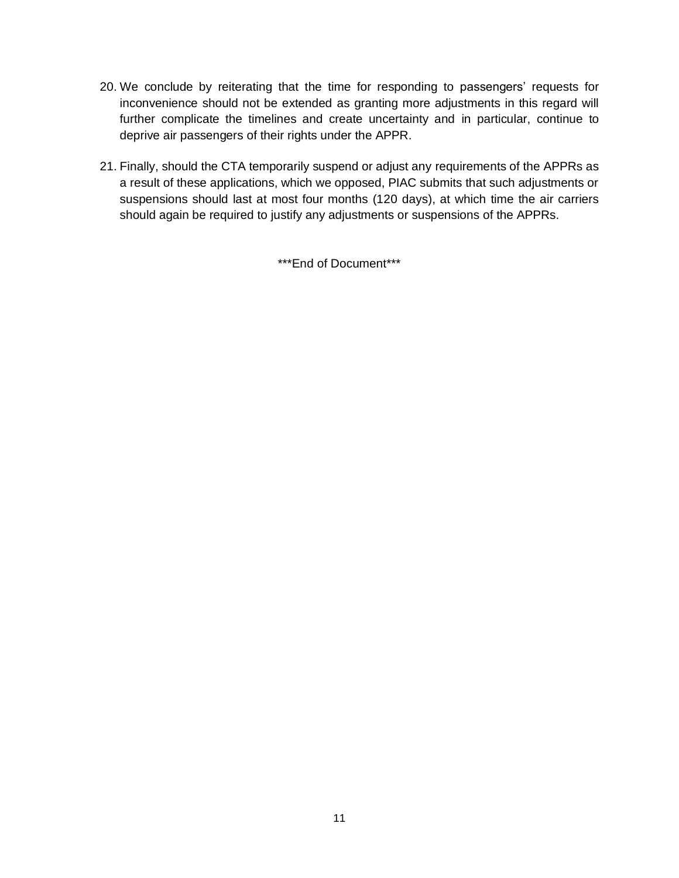20. We conclude by reiterating that the time for responding to passengers' requests for inconvenience should not be extended as granting more adjustments in this regard will further complicate the timelines and create uncertainty and in particular, continue to deprive air passengers of their rights under the APPR.

21. Finally, should the CTA temporarily suspend or adjust any requirements of the APPRs as a result of these applications, which we opposed, PIAC submits that such adjustments or suspensions should last at most four months (120 days), at which time the air carriers should again be required to justify any adjustments or suspensions of the APPRs.

***End of Document***